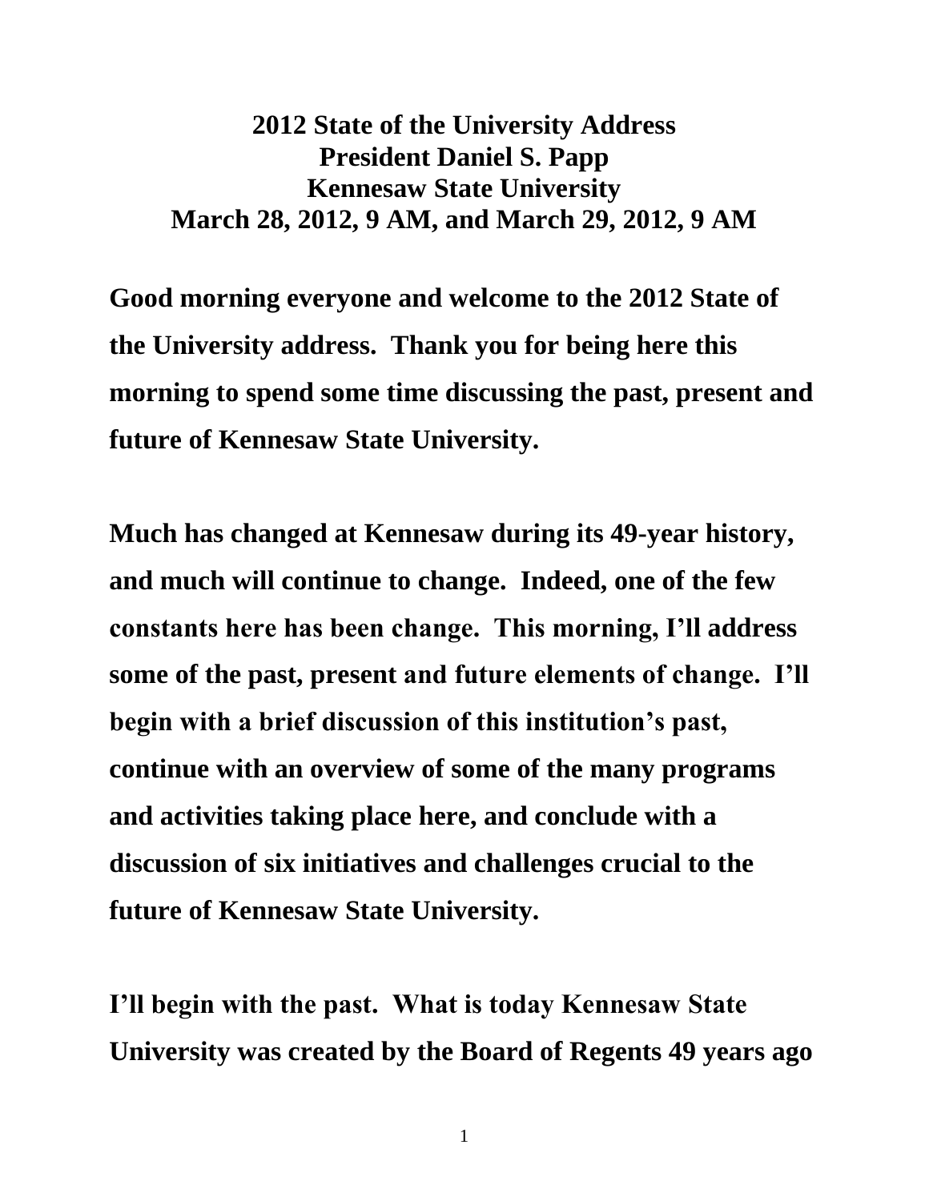# 2012 State of the University Address
## President Daniel S. Papp
## Kennesaw State University
## March 28, 2012, 9 AM, and March 29, 2012, 9 AM

**Good morning everyone and welcome to the 2012 State of the University address. Thank you for being here this morning to spend some time discussing the past, present and future of Kennesaw State University.**

**Much has changed at Kennesaw during its 49-year history, and much will continue to change. Indeed, one of the few constants here has been change. This morning, I'll address some of the past, present and future elements of change. I'll begin with a brief discussion of this institution's past, continue with an overview of some of the many programs and activities taking place here, and conclude with a discussion of six initiatives and challenges crucial to the future of Kennesaw State University.**

**I'll begin with the past. What is today Kennesaw State University was created by the Board of Regents 49 years ago**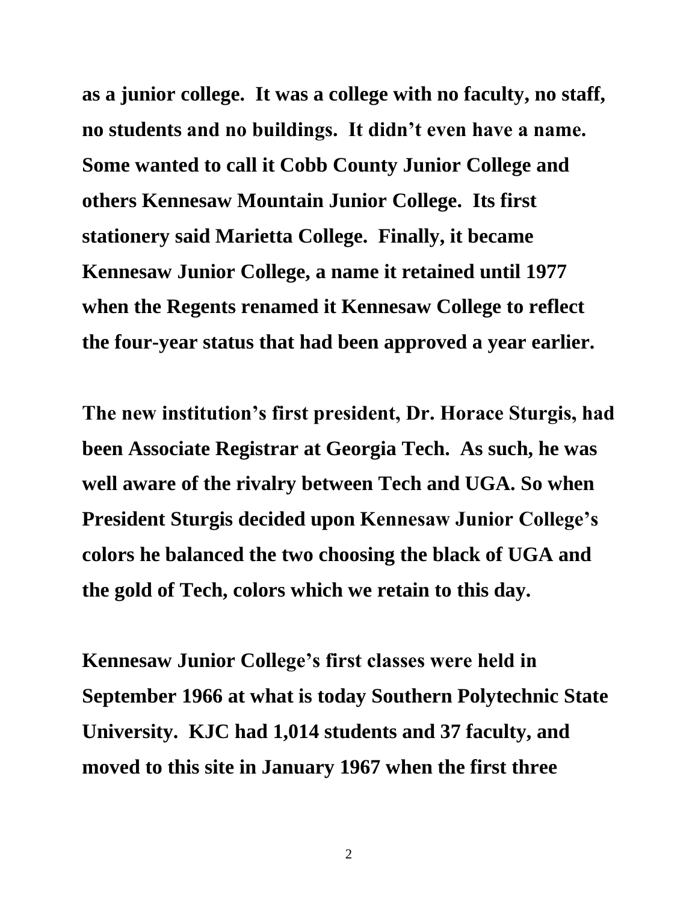**as a junior college. It was a college with no faculty, no staff, no students and no buildings. It didn't even have a name. Some wanted to call it Cobb County Junior College and others Kennesaw Mountain Junior College. Its first stationery said Marietta College. Finally, it became Kennesaw Junior College, a name it retained until 1977 when the Regents renamed it Kennesaw College to reflect the four-year status that had been approved a year earlier.**

**The new institution's first president, Dr. Horace Sturgis, had been Associate Registrar at Georgia Tech. As such, he was well aware of the rivalry between Tech and UGA. So when President Sturgis decided upon Kennesaw Junior College's colors he balanced the two choosing the black of UGA and the gold of Tech, colors which we retain to this day.**

**Kennesaw Junior College's first classes were held in September 1966 at what is today Southern Polytechnic State University. KJC had 1,014 students and 37 faculty, and moved to this site in January 1967 when the first three**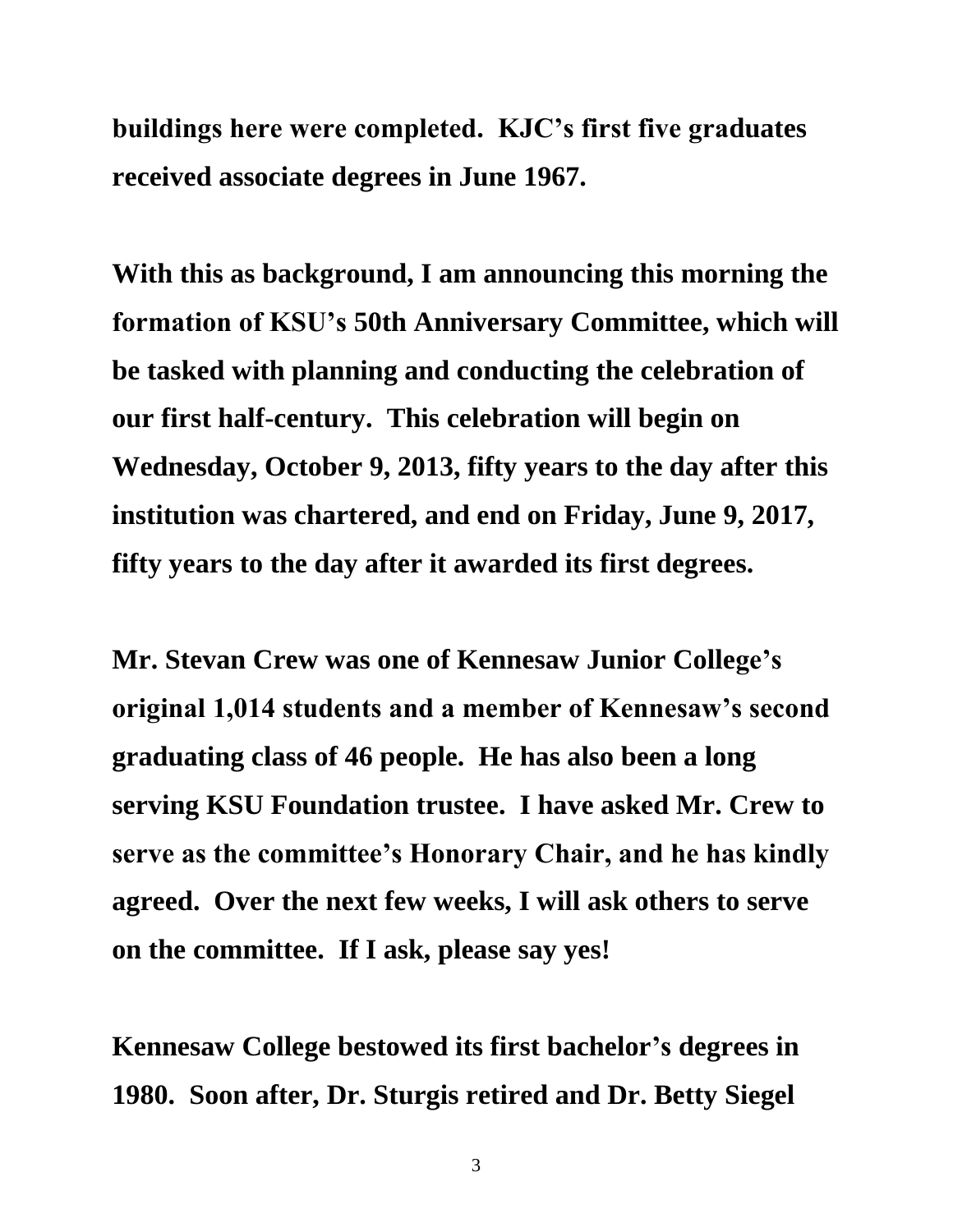**buildings here were completed. KJC's first five graduates received associate degrees in June 1967.**

**With this as background, I am announcing this morning the formation of KSU's 50th Anniversary Committee, which will be tasked with planning and conducting the celebration of our first half-century. This celebration will begin on Wednesday, October 9, 2013, fifty years to the day after this institution was chartered, and end on Friday, June 9, 2017, fifty years to the day after it awarded its first degrees.**

**Mr. Stevan Crew was one of Kennesaw Junior College's original 1,014 students and a member of Kennesaw's second graduating class of 46 people. He has also been a long serving KSU Foundation trustee. I have asked Mr. Crew to serve as the committee's Honorary Chair, and he has kindly agreed. Over the next few weeks, I will ask others to serve on the committee. If I ask, please say yes!**

**Kennesaw College bestowed its first bachelor's degrees in 1980. Soon after, Dr. Sturgis retired and Dr. Betty Siegel**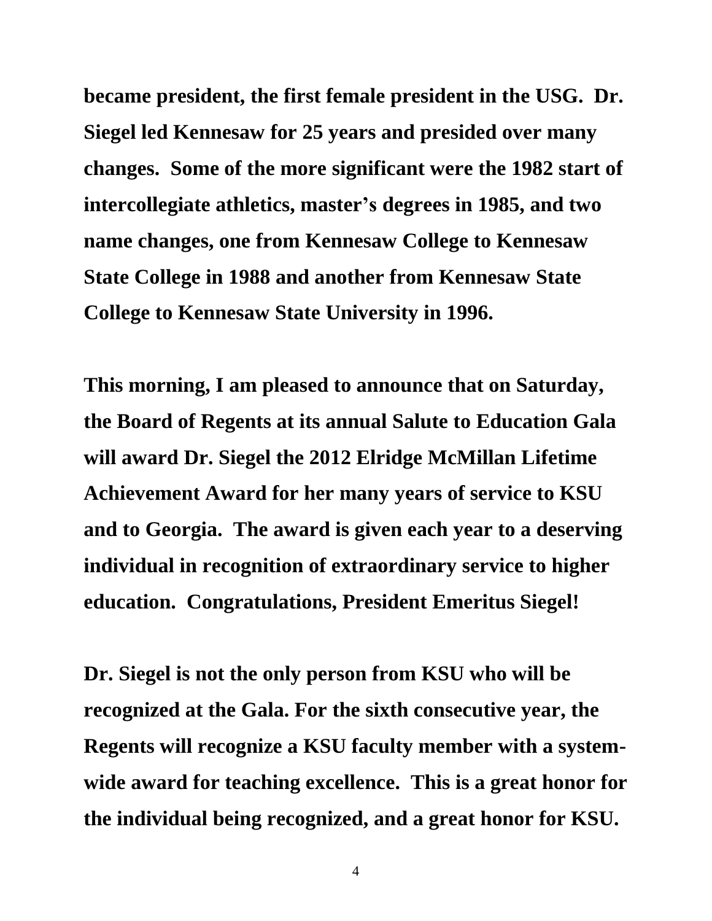**became president, the first female president in the USG. Dr. Siegel led Kennesaw for 25 years and presided over many changes. Some of the more significant were the 1982 start of intercollegiate athletics, master's degrees in 1985, and two name changes, one from Kennesaw College to Kennesaw State College in 1988 and another from Kennesaw State College to Kennesaw State University in 1996.**

**This morning, I am pleased to announce that on Saturday, the Board of Regents at its annual Salute to Education Gala will award Dr. Siegel the 2012 Elridge McMillan Lifetime Achievement Award for her many years of service to KSU and to Georgia. The award is given each year to a deserving individual in recognition of extraordinary service to higher education. Congratulations, President Emeritus Siegel!**

**Dr. Siegel is not the only person from KSU who will be recognized at the Gala. For the sixth consecutive year, the Regents will recognize a KSU faculty member with a system-wide award for teaching excellence. This is a great honor for the individual being recognized, and a great honor for KSU.**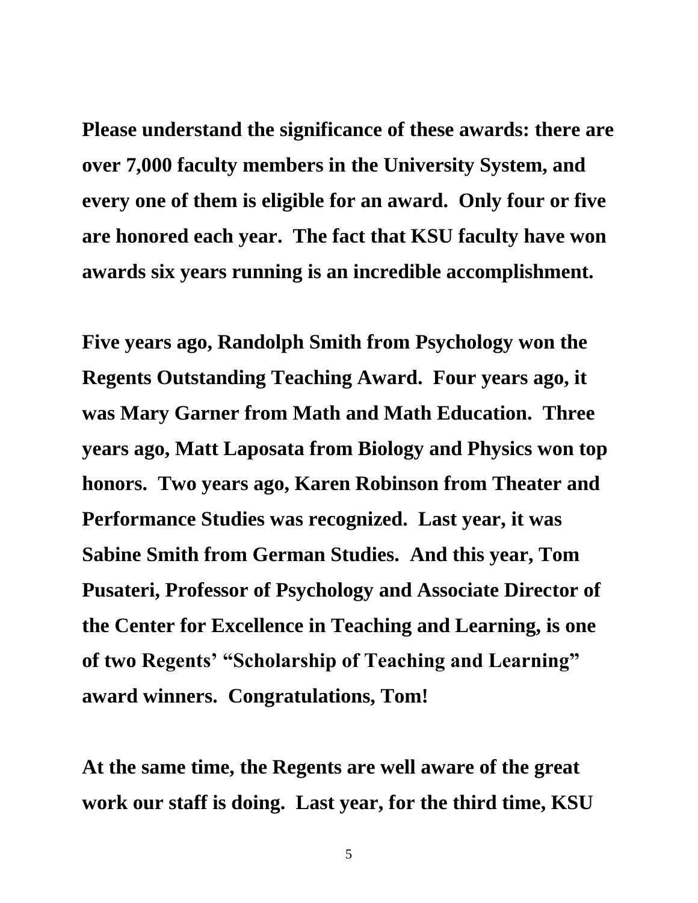**Please understand the significance of these awards: there are over 7,000 faculty members in the University System, and every one of them is eligible for an award. Only four or five are honored each year. The fact that KSU faculty have won awards six years running is an incredible accomplishment.**

**Five years ago, Randolph Smith from Psychology won the Regents Outstanding Teaching Award. Four years ago, it was Mary Garner from Math and Math Education. Three years ago, Matt Laposata from Biology and Physics won top honors. Two years ago, Karen Robinson from Theater and Performance Studies was recognized. Last year, it was Sabine Smith from German Studies. And this year, Tom Pusateri, Professor of Psychology and Associate Director of the Center for Excellence in Teaching and Learning, is one of two Regents' "Scholarship of Teaching and Learning" award winners. Congratulations, Tom!**

**At the same time, the Regents are well aware of the great work our staff is doing. Last year, for the third time, KSU**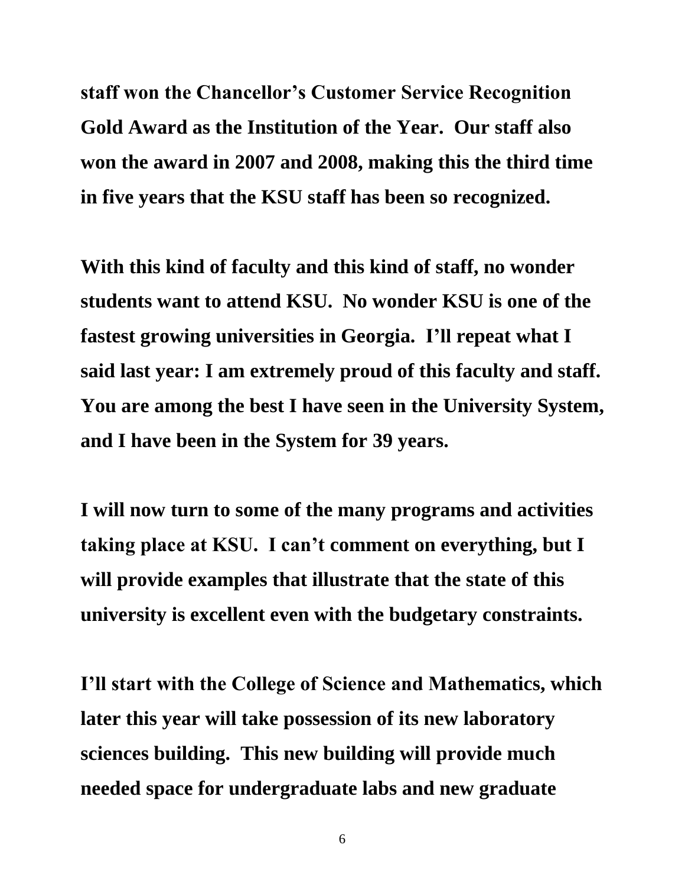**staff won the Chancellor's Customer Service Recognition Gold Award as the Institution of the Year. Our staff also won the award in 2007 and 2008, making this the third time in five years that the KSU staff has been so recognized.**

**With this kind of faculty and this kind of staff, no wonder students want to attend KSU. No wonder KSU is one of the fastest growing universities in Georgia. I'll repeat what I said last year: I am extremely proud of this faculty and staff. You are among the best I have seen in the University System, and I have been in the System for 39 years.**

**I will now turn to some of the many programs and activities taking place at KSU. I can't comment on everything, but I will provide examples that illustrate that the state of this university is excellent even with the budgetary constraints.**

**I'll start with the College of Science and Mathematics, which later this year will take possession of its new laboratory sciences building. This new building will provide much needed space for undergraduate labs and new graduate**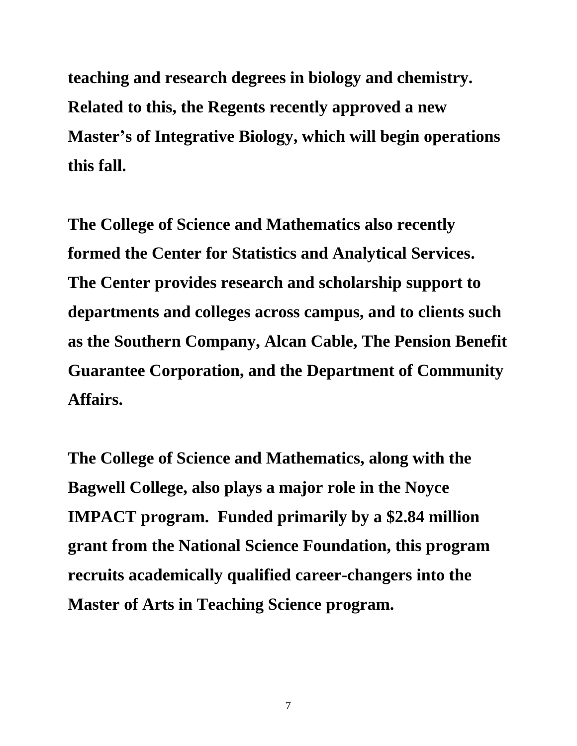**teaching and research degrees in biology and chemistry. Related to this, the Regents recently approved a new Master's of Integrative Biology, which will begin operations this fall.**

**The College of Science and Mathematics also recently formed the Center for Statistics and Analytical Services. The Center provides research and scholarship support to departments and colleges across campus, and to clients such as the Southern Company, Alcan Cable, The Pension Benefit Guarantee Corporation, and the Department of Community Affairs.**

**The College of Science and Mathematics, along with the Bagwell College, also plays a major role in the Noyce IMPACT program. Funded primarily by a $2.84 million grant from the National Science Foundation, this program recruits academically qualified career-changers into the Master of Arts in Teaching Science program.**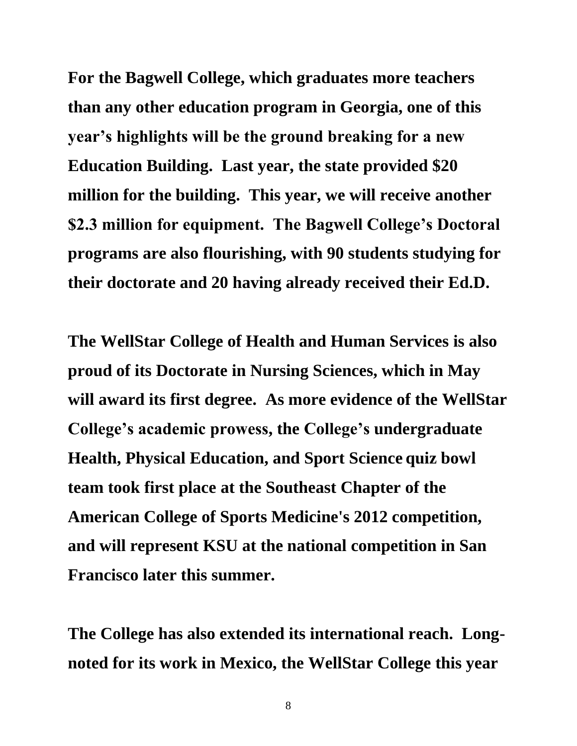**For the Bagwell College, which graduates more teachers than any other education program in Georgia, one of this year's highlights will be the ground breaking for a new Education Building. Last year, the state provided $20 million for the building. This year, we will receive another $2.3 million for equipment. The Bagwell College's Doctoral programs are also flourishing, with 90 students studying for their doctorate and 20 having already received their Ed.D.**

**The WellStar College of Health and Human Services is also proud of its Doctorate in Nursing Sciences, which in May will award its first degree. As more evidence of the WellStar College's academic prowess, the College's undergraduate Health, Physical Education, and Sport Science quiz bowl team took first place at the Southeast Chapter of the American College of Sports Medicine's 2012 competition, and will represent KSU at the national competition in San Francisco later this summer.**

**The College has also extended its international reach. Long-noted for its work in Mexico, the WellStar College this year**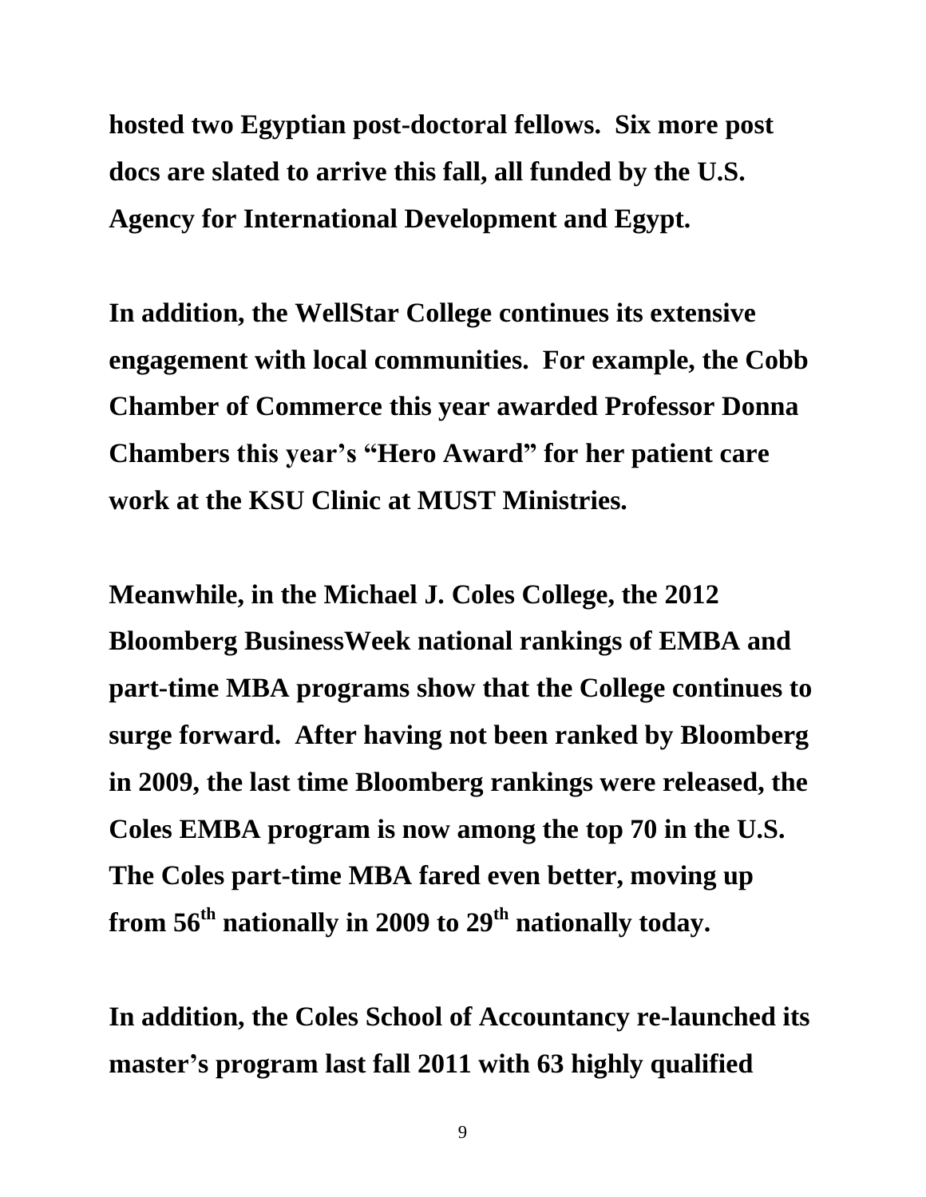**hosted two Egyptian post-doctoral fellows. Six more post docs are slated to arrive this fall, all funded by the U.S. Agency for International Development and Egypt.**

**In addition, the WellStar College continues its extensive engagement with local communities. For example, the Cobb Chamber of Commerce this year awarded Professor Donna Chambers this year's "Hero Award" for her patient care work at the KSU Clinic at MUST Ministries.**

**Meanwhile, in the Michael J. Coles College, the 2012 Bloomberg BusinessWeek national rankings of EMBA and part-time MBA programs show that the College continues to surge forward. After having not been ranked by Bloomberg in 2009, the last time Bloomberg rankings were released, the Coles EMBA program is now among the top 70 in the U.S. The Coles part-time MBA fared even better, moving up from 56th nationally in 2009 to 29th nationally today.**

**In addition, the Coles School of Accountancy re-launched its master's program last fall 2011 with 63 highly qualified**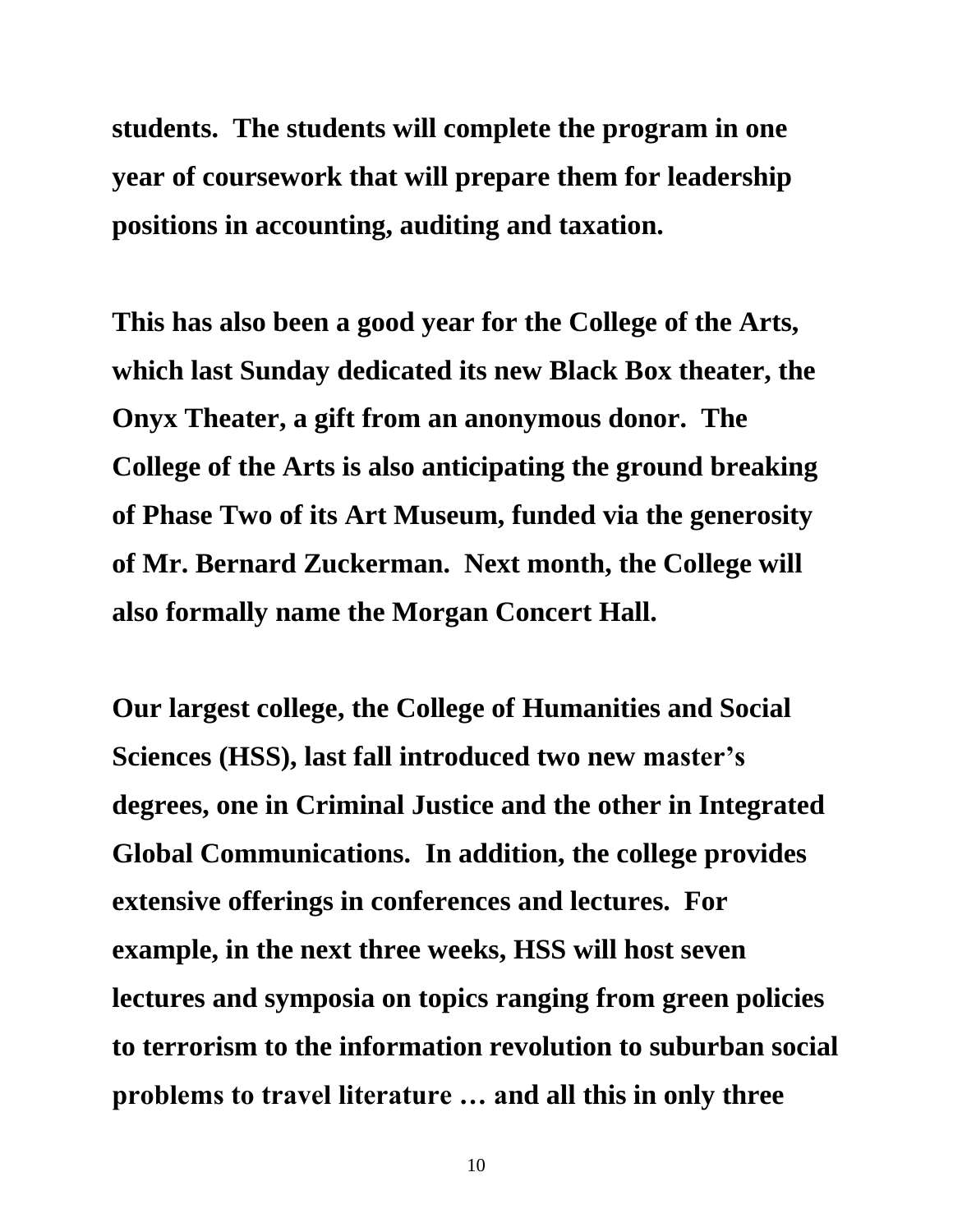**students. The students will complete the program in one year of coursework that will prepare them for leadership positions in accounting, auditing and taxation.**

**This has also been a good year for the College of the Arts, which last Sunday dedicated its new Black Box theater, the Onyx Theater, a gift from an anonymous donor. The College of the Arts is also anticipating the ground breaking of Phase Two of its Art Museum, funded via the generosity of Mr. Bernard Zuckerman. Next month, the College will also formally name the Morgan Concert Hall.**

**Our largest college, the College of Humanities and Social Sciences (HSS), last fall introduced two new master's degrees, one in Criminal Justice and the other in Integrated Global Communications. In addition, the college provides extensive offerings in conferences and lectures. For example, in the next three weeks, HSS will host seven lectures and symposia on topics ranging from green policies to terrorism to the information revolution to suburban social problems to travel literature … and all this in only three**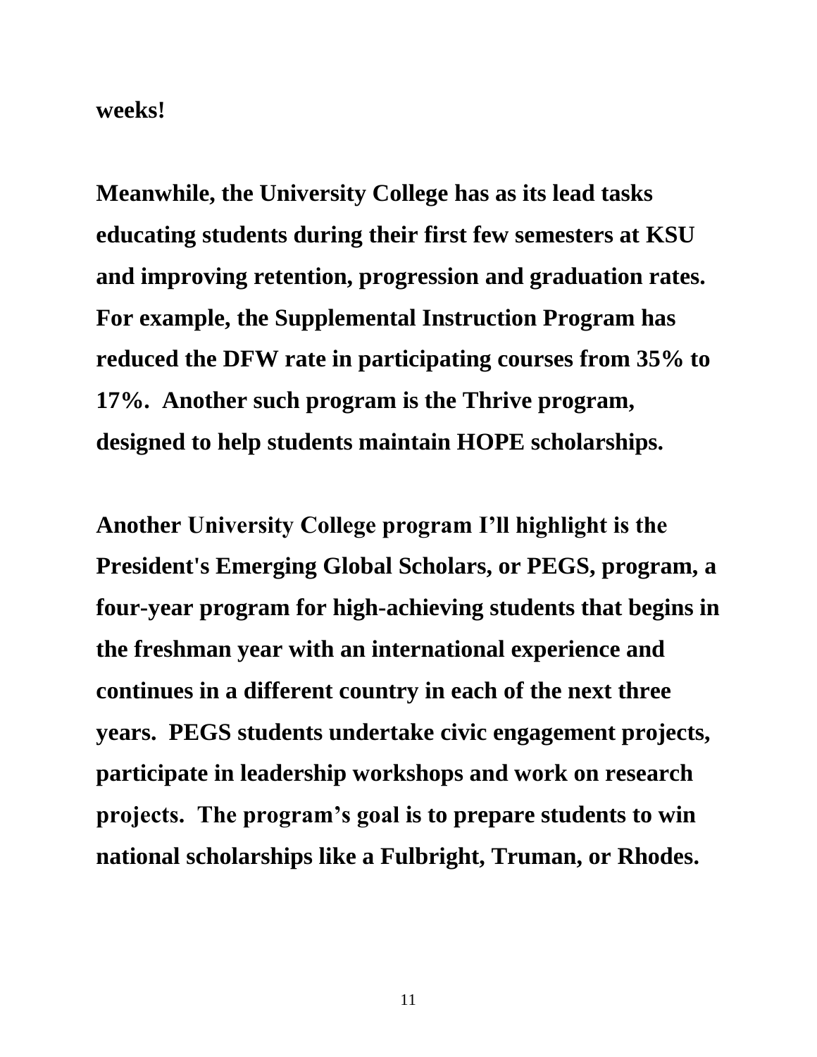**weeks!**

**Meanwhile, the University College has as its lead tasks educating students during their first few semesters at KSU and improving retention, progression and graduation rates. For example, the Supplemental Instruction Program has reduced the DFW rate in participating courses from 35% to 17%. Another such program is the Thrive program, designed to help students maintain HOPE scholarships.**

**Another University College program I'll highlight is the President's Emerging Global Scholars, or PEGS, program, a four-year program for high-achieving students that begins in the freshman year with an international experience and continues in a different country in each of the next three years. PEGS students undertake civic engagement projects, participate in leadership workshops and work on research projects. The program's goal is to prepare students to win national scholarships like a Fulbright, Truman, or Rhodes.**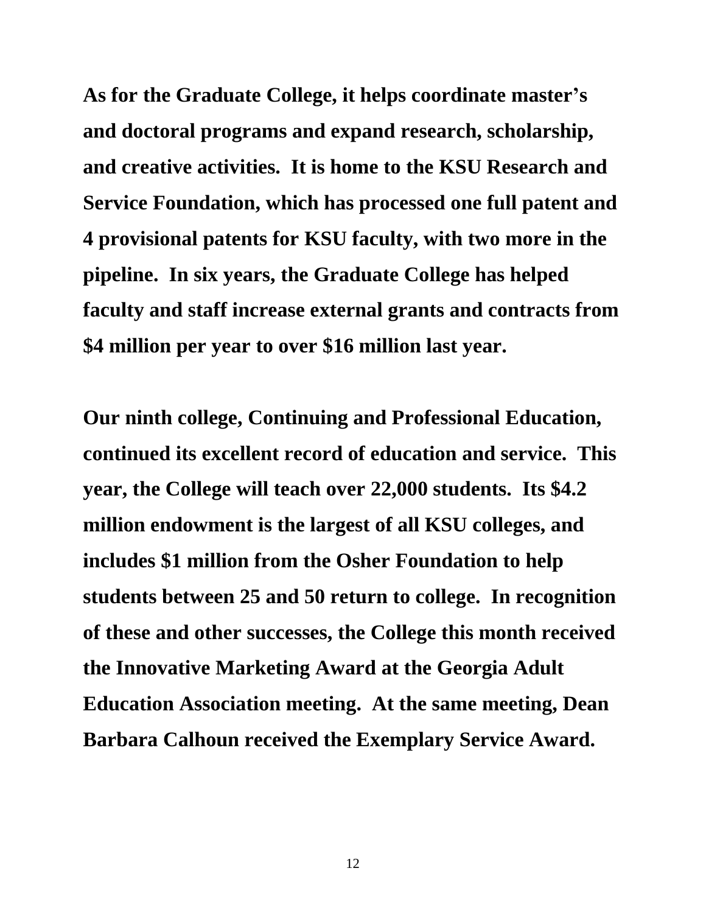**As for the Graduate College, it helps coordinate master's and doctoral programs and expand research, scholarship, and creative activities. It is home to the KSU Research and Service Foundation, which has processed one full patent and 4 provisional patents for KSU faculty, with two more in the pipeline. In six years, the Graduate College has helped faculty and staff increase external grants and contracts from $4 million per year to over $16 million last year.**

**Our ninth college, Continuing and Professional Education, continued its excellent record of education and service. This year, the College will teach over 22,000 students. Its $4.2 million endowment is the largest of all KSU colleges, and includes $1 million from the Osher Foundation to help students between 25 and 50 return to college. In recognition of these and other successes, the College this month received the Innovative Marketing Award at the Georgia Adult Education Association meeting. At the same meeting, Dean Barbara Calhoun received the Exemplary Service Award.**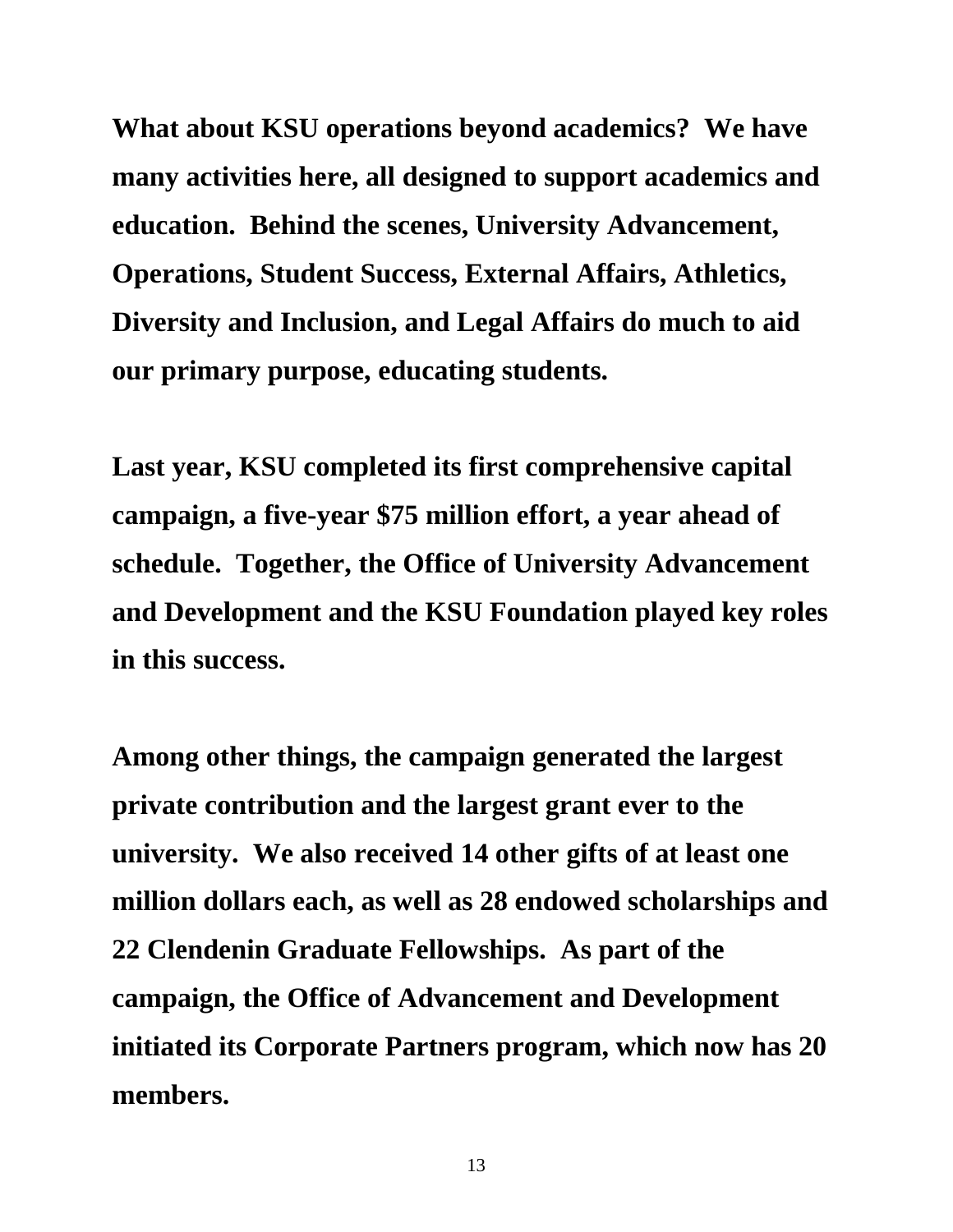**What about KSU operations beyond academics? We have many activities here, all designed to support academics and education. Behind the scenes, University Advancement, Operations, Student Success, External Affairs, Athletics, Diversity and Inclusion, and Legal Affairs do much to aid our primary purpose, educating students.**

**Last year, KSU completed its first comprehensive capital campaign, a five-year $75 million effort, a year ahead of schedule. Together, the Office of University Advancement and Development and the KSU Foundation played key roles in this success.**

**Among other things, the campaign generated the largest private contribution and the largest grant ever to the university. We also received 14 other gifts of at least one million dollars each, as well as 28 endowed scholarships and 22 Clendenin Graduate Fellowships. As part of the campaign, the Office of Advancement and Development initiated its Corporate Partners program, which now has 20 members.**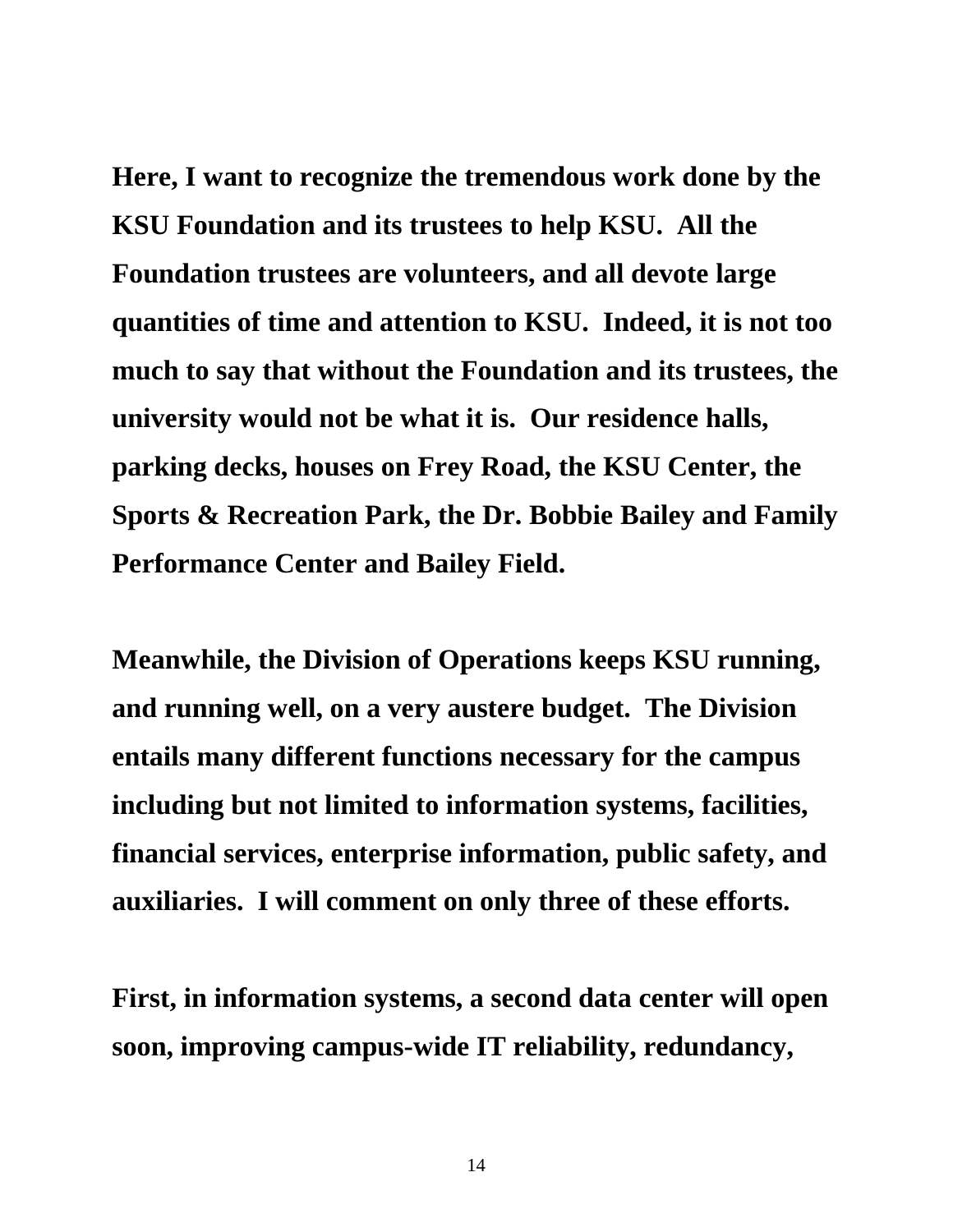**Here, I want to recognize the tremendous work done by the KSU Foundation and its trustees to help KSU. All the Foundation trustees are volunteers, and all devote large quantities of time and attention to KSU. Indeed, it is not too much to say that without the Foundation and its trustees, the university would not be what it is. Our residence halls, parking decks, houses on Frey Road, the KSU Center, the Sports & Recreation Park, the Dr. Bobbie Bailey and Family Performance Center and Bailey Field.**

**Meanwhile, the Division of Operations keeps KSU running, and running well, on a very austere budget. The Division entails many different functions necessary for the campus including but not limited to information systems, facilities, financial services, enterprise information, public safety, and auxiliaries. I will comment on only three of these efforts.**

**First, in information systems, a second data center will open soon, improving campus-wide IT reliability, redundancy,**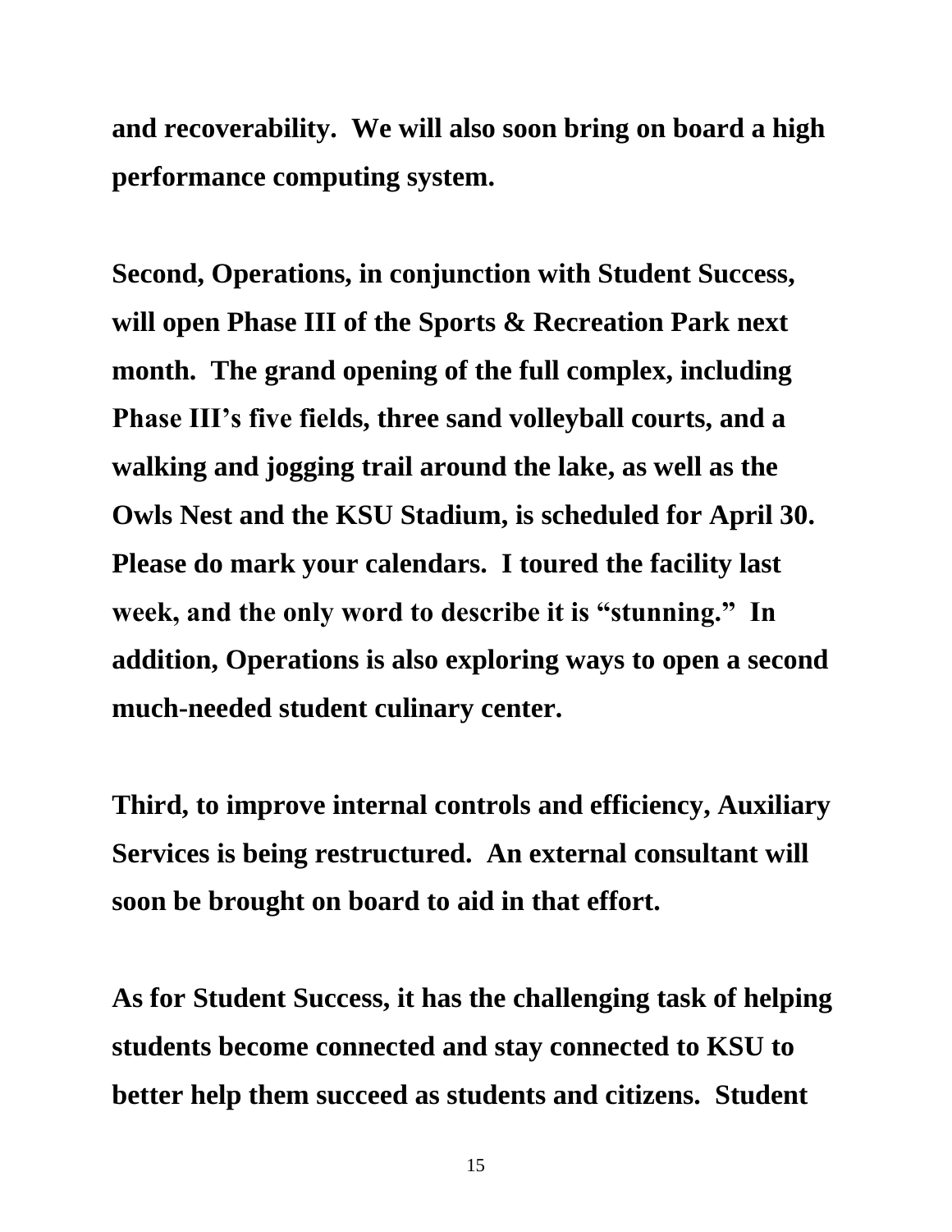**and recoverability. We will also soon bring on board a high performance computing system.**

**Second, Operations, in conjunction with Student Success, will open Phase III of the Sports & Recreation Park next month. The grand opening of the full complex, including Phase III's five fields, three sand volleyball courts, and a walking and jogging trail around the lake, as well as the Owls Nest and the KSU Stadium, is scheduled for April 30. Please do mark your calendars. I toured the facility last week, and the only word to describe it is "stunning." In addition, Operations is also exploring ways to open a second much-needed student culinary center.**

**Third, to improve internal controls and efficiency, Auxiliary Services is being restructured. An external consultant will soon be brought on board to aid in that effort.**

**As for Student Success, it has the challenging task of helping students become connected and stay connected to KSU to better help them succeed as students and citizens. Student**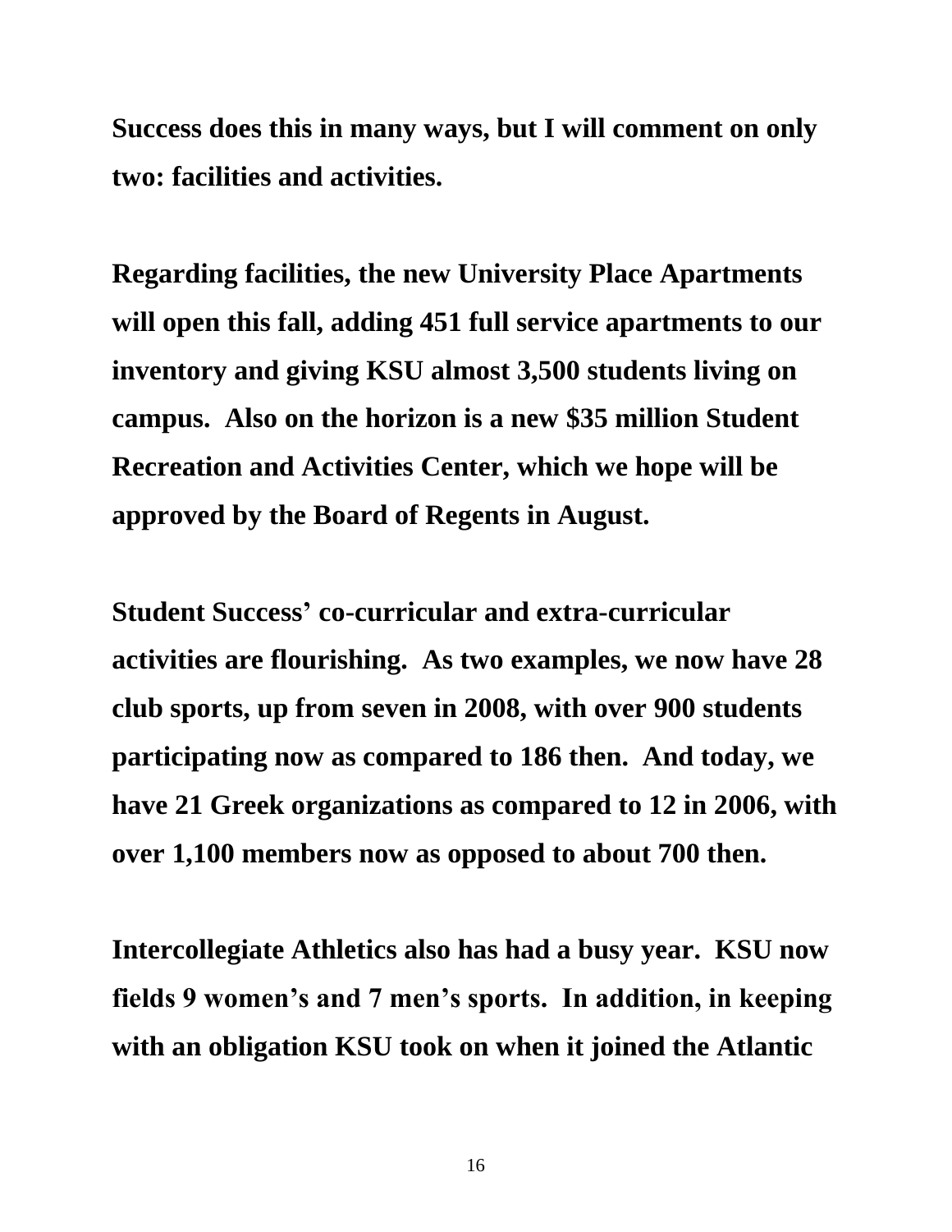**Success does this in many ways, but I will comment on only two: facilities and activities.**

**Regarding facilities, the new University Place Apartments will open this fall, adding 451 full service apartments to our inventory and giving KSU almost 3,500 students living on campus. Also on the horizon is a new $35 million Student Recreation and Activities Center, which we hope will be approved by the Board of Regents in August.**

**Student Success' co-curricular and extra-curricular activities are flourishing. As two examples, we now have 28 club sports, up from seven in 2008, with over 900 students participating now as compared to 186 then. And today, we have 21 Greek organizations as compared to 12 in 2006, with over 1,100 members now as opposed to about 700 then.**

**Intercollegiate Athletics also has had a busy year. KSU now fields 9 women's and 7 men's sports. In addition, in keeping with an obligation KSU took on when it joined the Atlantic**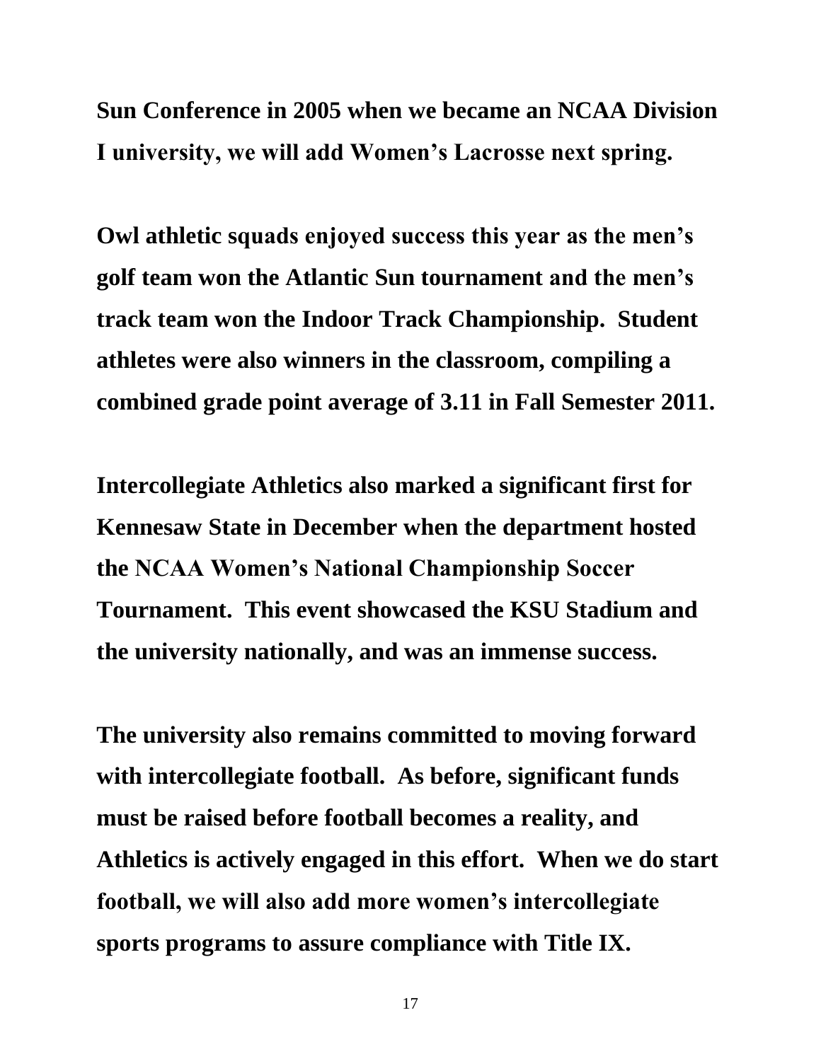**Sun Conference in 2005 when we became an NCAA Division I university, we will add Women's Lacrosse next spring.**

**Owl athletic squads enjoyed success this year as the men's golf team won the Atlantic Sun tournament and the men's track team won the Indoor Track Championship. Student athletes were also winners in the classroom, compiling a combined grade point average of 3.11 in Fall Semester 2011.**

**Intercollegiate Athletics also marked a significant first for Kennesaw State in December when the department hosted the NCAA Women's National Championship Soccer Tournament. This event showcased the KSU Stadium and the university nationally, and was an immense success.**

**The university also remains committed to moving forward with intercollegiate football. As before, significant funds must be raised before football becomes a reality, and Athletics is actively engaged in this effort. When we do start football, we will also add more women's intercollegiate sports programs to assure compliance with Title IX.**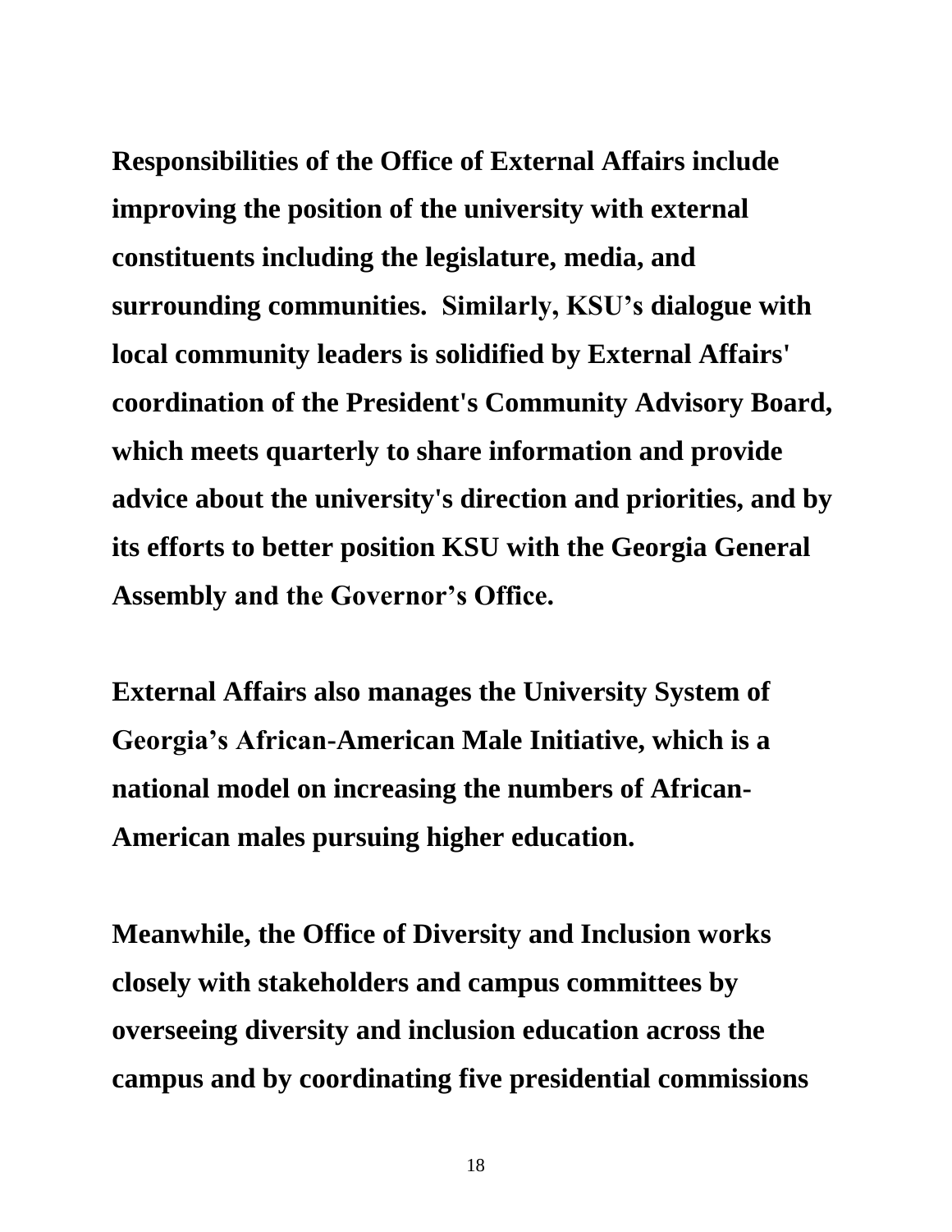Responsibilities of the Office of External Affairs include improving the position of the university with external constituents including the legislature, media, and surrounding communities.  Similarly, KSU's dialogue with local community leaders is solidified by External Affairs' coordination of the President's Community Advisory Board, which meets quarterly to share information and provide advice about the university's direction and priorities, and by its efforts to better position KSU with the Georgia General Assembly and the Governor's Office.

External Affairs also manages the University System of Georgia's African-American Male Initiative, which is a national model on increasing the numbers of African-American males pursuing higher education.

Meanwhile, the Office of Diversity and Inclusion works closely with stakeholders and campus committees by overseeing diversity and inclusion education across the campus and by coordinating five presidential commissions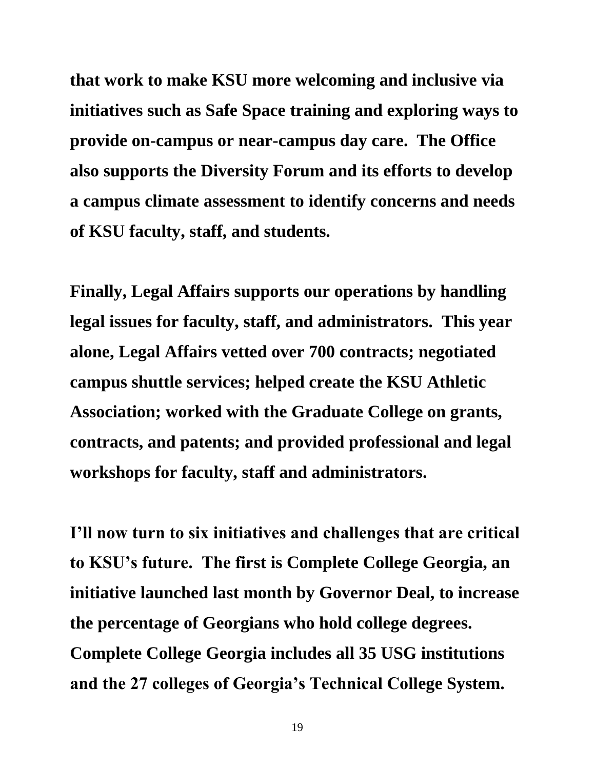**that work to make KSU more welcoming and inclusive via initiatives such as Safe Space training and exploring ways to provide on-campus or near-campus day care. The Office also supports the Diversity Forum and its efforts to develop a campus climate assessment to identify concerns and needs of KSU faculty, staff, and students.**

**Finally, Legal Affairs supports our operations by handling legal issues for faculty, staff, and administrators. This year alone, Legal Affairs vetted over 700 contracts; negotiated campus shuttle services; helped create the KSU Athletic Association; worked with the Graduate College on grants, contracts, and patents; and provided professional and legal workshops for faculty, staff and administrators.**

**I'll now turn to six initiatives and challenges that are critical to KSU's future. The first is Complete College Georgia, an initiative launched last month by Governor Deal, to increase the percentage of Georgians who hold college degrees. Complete College Georgia includes all 35 USG institutions and the 27 colleges of Georgia's Technical College System.**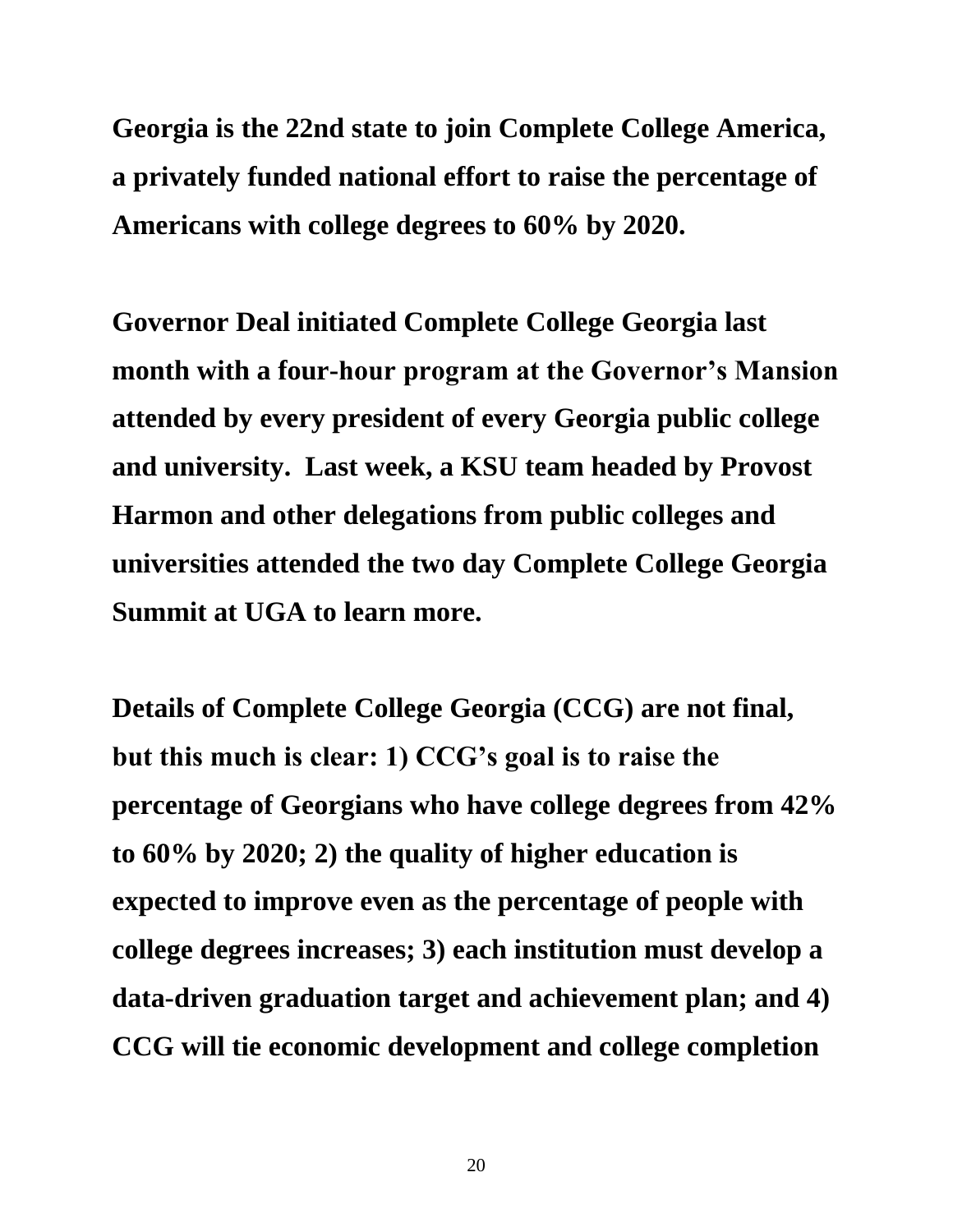**Georgia is the 22nd state to join Complete College America, a privately funded national effort to raise the percentage of Americans with college degrees to 60% by 2020.**

**Governor Deal initiated Complete College Georgia last month with a four-hour program at the Governor's Mansion attended by every president of every Georgia public college and university. Last week, a KSU team headed by Provost Harmon and other delegations from public colleges and universities attended the two day Complete College Georgia Summit at UGA to learn more.**

**Details of Complete College Georgia (CCG) are not final, but this much is clear: 1) CCG's goal is to raise the percentage of Georgians who have college degrees from 42% to 60% by 2020; 2) the quality of higher education is expected to improve even as the percentage of people with college degrees increases; 3) each institution must develop a data-driven graduation target and achievement plan; and 4) CCG will tie economic development and college completion**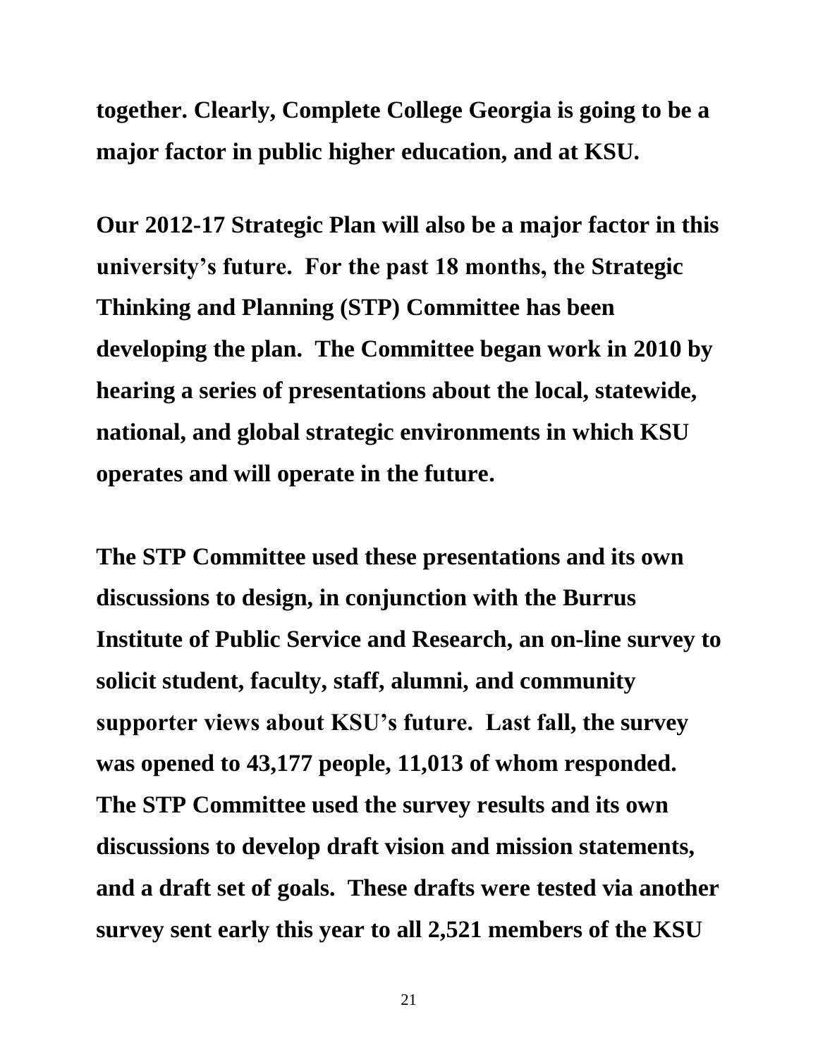**together. Clearly, Complete College Georgia is going to be a major factor in public higher education, and at KSU.**

**Our 2012-17 Strategic Plan will also be a major factor in this university's future. For the past 18 months, the Strategic Thinking and Planning (STP) Committee has been developing the plan. The Committee began work in 2010 by hearing a series of presentations about the local, statewide, national, and global strategic environments in which KSU operates and will operate in the future.**

**The STP Committee used these presentations and its own discussions to design, in conjunction with the Burrus Institute of Public Service and Research, an on-line survey to solicit student, faculty, staff, alumni, and community supporter views about KSU's future. Last fall, the survey was opened to 43,177 people, 11,013 of whom responded. The STP Committee used the survey results and its own discussions to develop draft vision and mission statements, and a draft set of goals. These drafts were tested via another survey sent early this year to all 2,521 members of the KSU**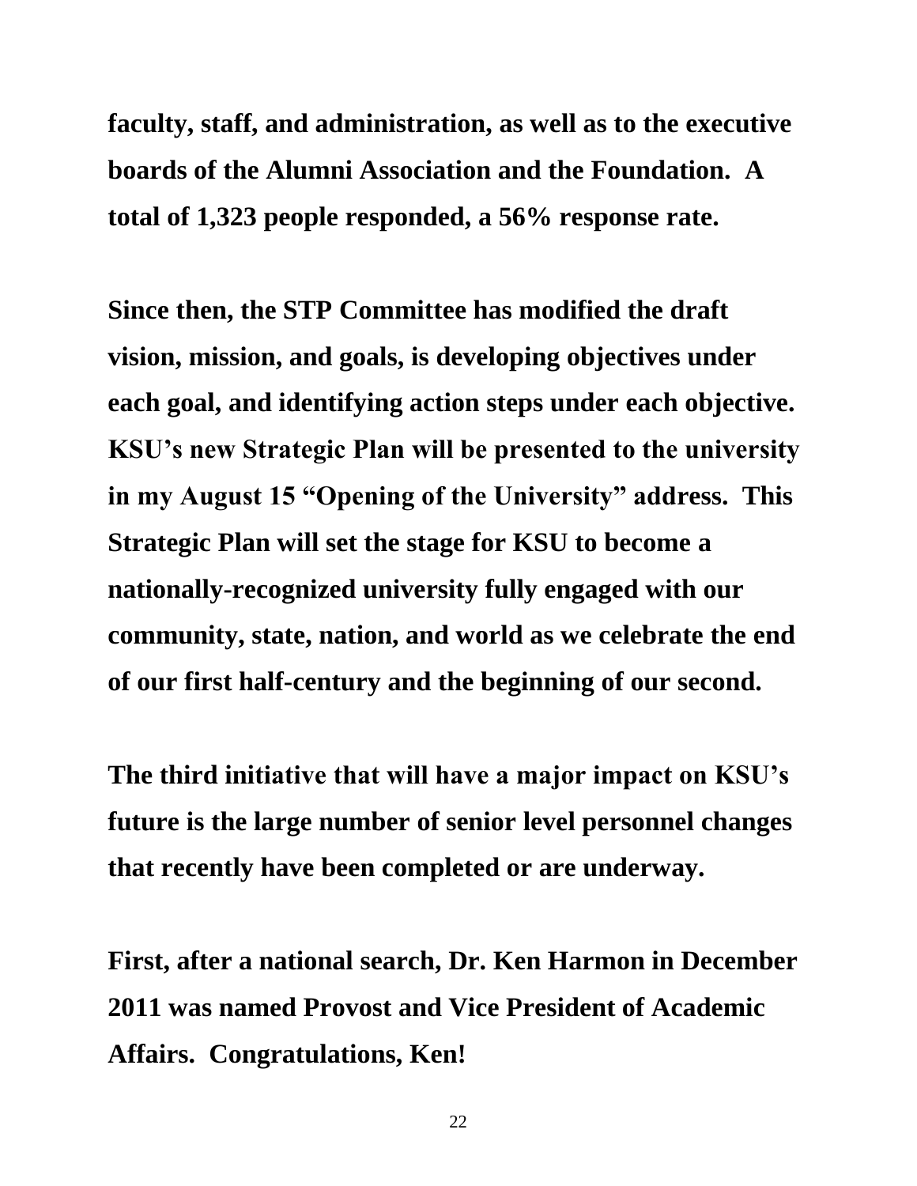**faculty, staff, and administration, as well as to the executive boards of the Alumni Association and the Foundation. A total of 1,323 people responded, a 56% response rate.**

**Since then, the STP Committee has modified the draft vision, mission, and goals, is developing objectives under each goal, and identifying action steps under each objective. KSU's new Strategic Plan will be presented to the university in my August 15 "Opening of the University" address. This Strategic Plan will set the stage for KSU to become a nationally-recognized university fully engaged with our community, state, nation, and world as we celebrate the end of our first half-century and the beginning of our second.**

**The third initiative that will have a major impact on KSU's future is the large number of senior level personnel changes that recently have been completed or are underway.**

**First, after a national search, Dr. Ken Harmon in December 2011 was named Provost and Vice President of Academic Affairs. Congratulations, Ken!**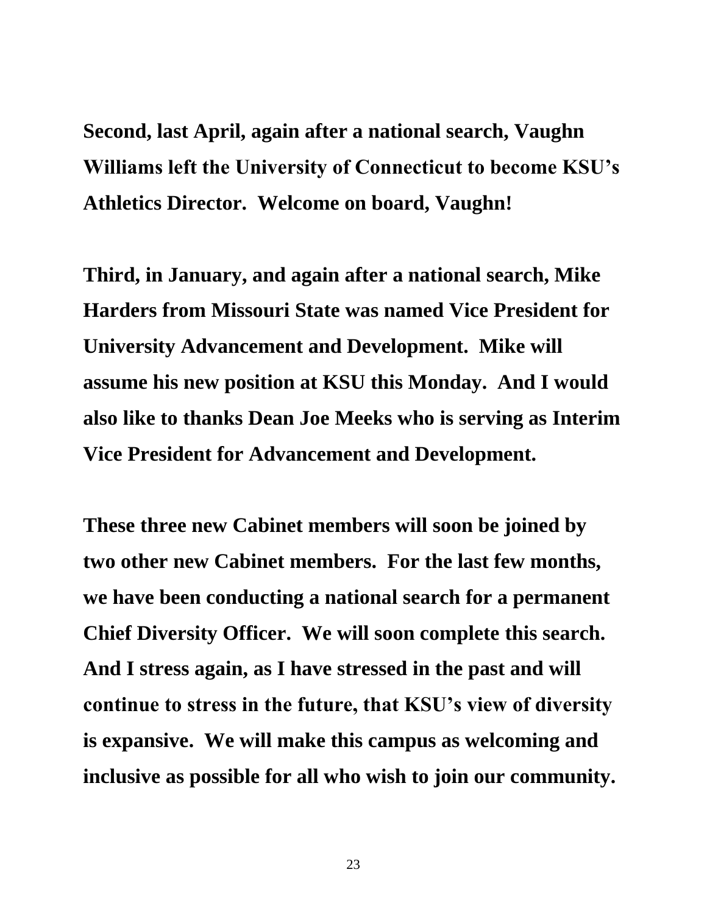**Second, last April, again after a national search, Vaughn Williams left the University of Connecticut to become KSU's Athletics Director. Welcome on board, Vaughn!**

**Third, in January, and again after a national search, Mike Harders from Missouri State was named Vice President for University Advancement and Development. Mike will assume his new position at KSU this Monday. And I would also like to thanks Dean Joe Meeks who is serving as Interim Vice President for Advancement and Development.**

**These three new Cabinet members will soon be joined by two other new Cabinet members. For the last few months, we have been conducting a national search for a permanent Chief Diversity Officer. We will soon complete this search. And I stress again, as I have stressed in the past and will continue to stress in the future, that KSU's view of diversity is expansive. We will make this campus as welcoming and inclusive as possible for all who wish to join our community.**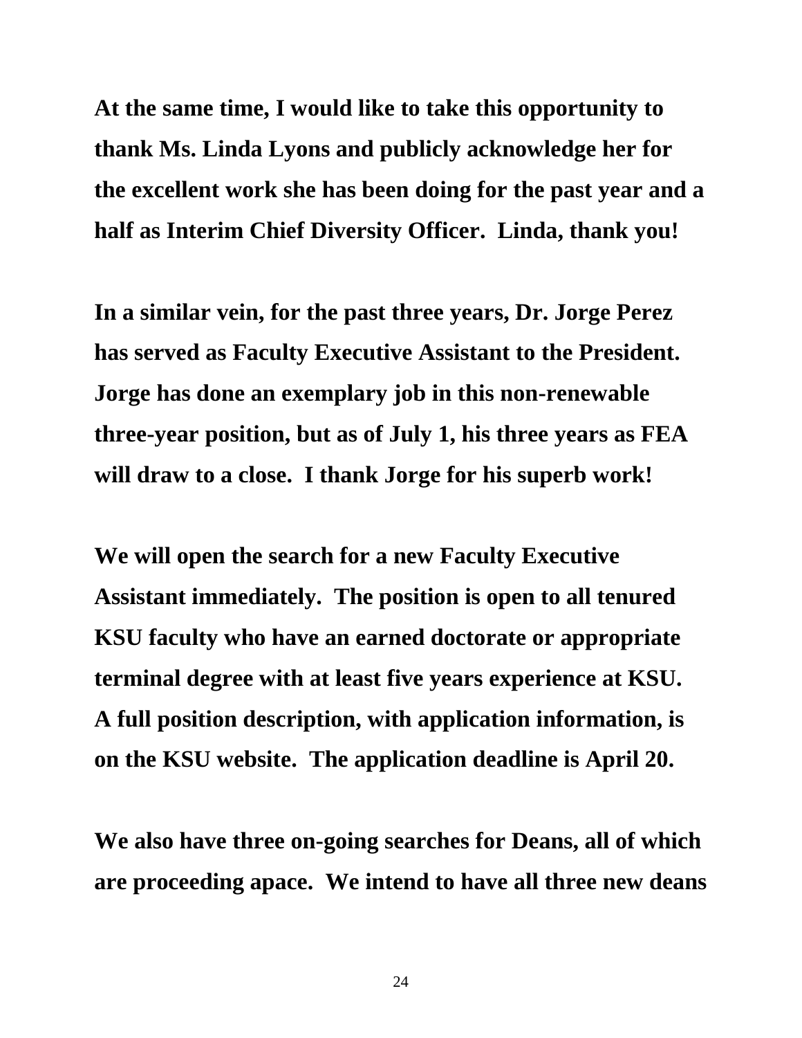**At the same time, I would like to take this opportunity to thank Ms. Linda Lyons and publicly acknowledge her for the excellent work she has been doing for the past year and a half as Interim Chief Diversity Officer. Linda, thank you!**

**In a similar vein, for the past three years, Dr. Jorge Perez has served as Faculty Executive Assistant to the President. Jorge has done an exemplary job in this non-renewable three-year position, but as of July 1, his three years as FEA will draw to a close. I thank Jorge for his superb work!**

**We will open the search for a new Faculty Executive Assistant immediately. The position is open to all tenured KSU faculty who have an earned doctorate or appropriate terminal degree with at least five years experience at KSU. A full position description, with application information, is on the KSU website. The application deadline is April 20.**

**We also have three on-going searches for Deans, all of which are proceeding apace. We intend to have all three new deans**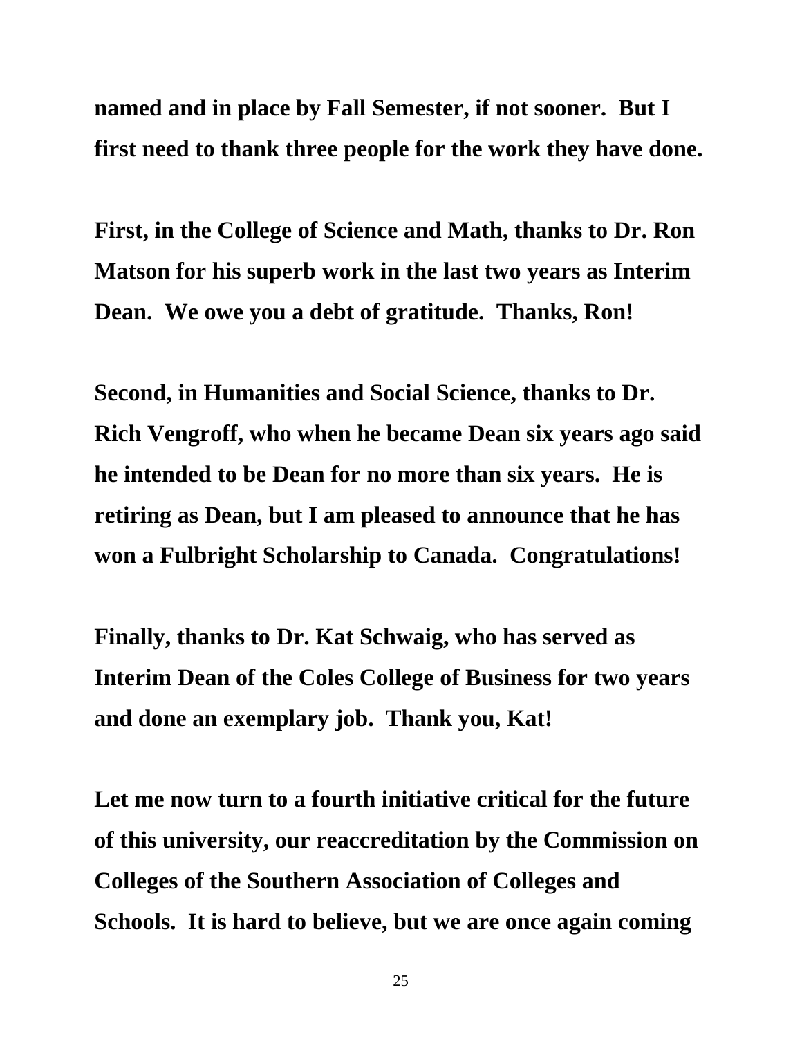**named and in place by Fall Semester, if not sooner. But I first need to thank three people for the work they have done.**

**First, in the College of Science and Math, thanks to Dr. Ron Matson for his superb work in the last two years as Interim Dean. We owe you a debt of gratitude. Thanks, Ron!**

**Second, in Humanities and Social Science, thanks to Dr. Rich Vengroff, who when he became Dean six years ago said he intended to be Dean for no more than six years. He is retiring as Dean, but I am pleased to announce that he has won a Fulbright Scholarship to Canada. Congratulations!**

**Finally, thanks to Dr. Kat Schwaig, who has served as Interim Dean of the Coles College of Business for two years and done an exemplary job. Thank you, Kat!**

**Let me now turn to a fourth initiative critical for the future of this university, our reaccreditation by the Commission on Colleges of the Southern Association of Colleges and Schools. It is hard to believe, but we are once again coming**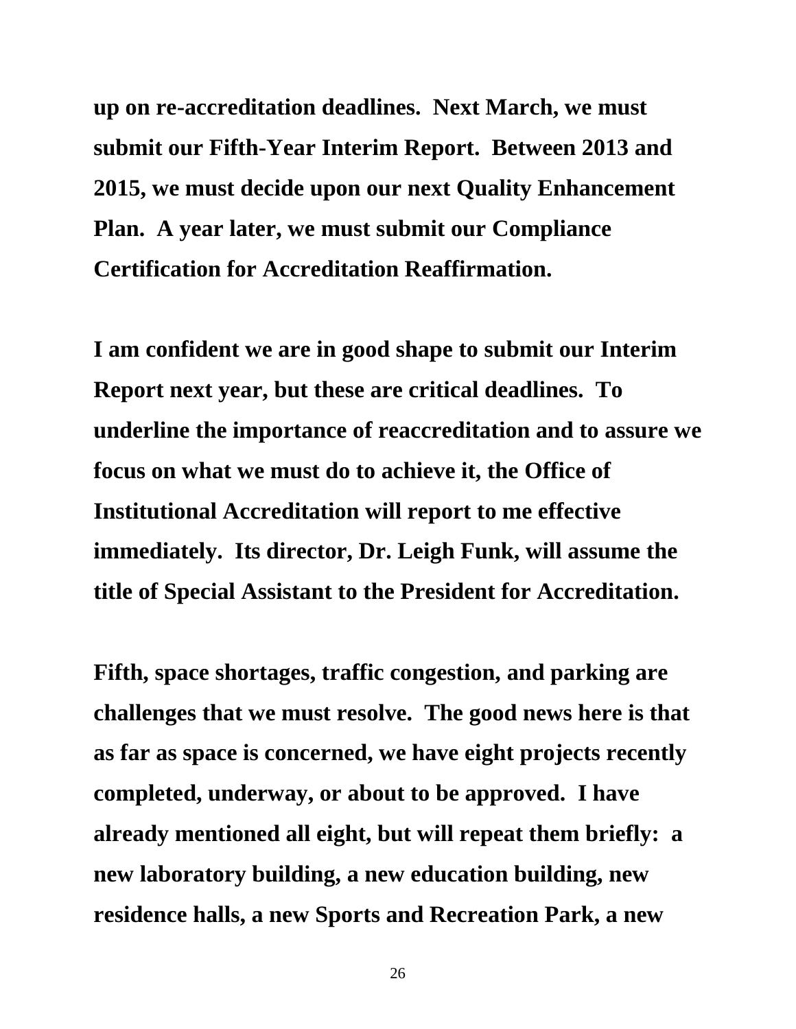**up on re-accreditation deadlines. Next March, we must submit our Fifth-Year Interim Report. Between 2013 and 2015, we must decide upon our next Quality Enhancement Plan. A year later, we must submit our Compliance Certification for Accreditation Reaffirmation.**

**I am confident we are in good shape to submit our Interim Report next year, but these are critical deadlines. To underline the importance of reaccreditation and to assure we focus on what we must do to achieve it, the Office of Institutional Accreditation will report to me effective immediately. Its director, Dr. Leigh Funk, will assume the title of Special Assistant to the President for Accreditation.**

**Fifth, space shortages, traffic congestion, and parking are challenges that we must resolve. The good news here is that as far as space is concerned, we have eight projects recently completed, underway, or about to be approved. I have already mentioned all eight, but will repeat them briefly: a new laboratory building, a new education building, new residence halls, a new Sports and Recreation Park, a new**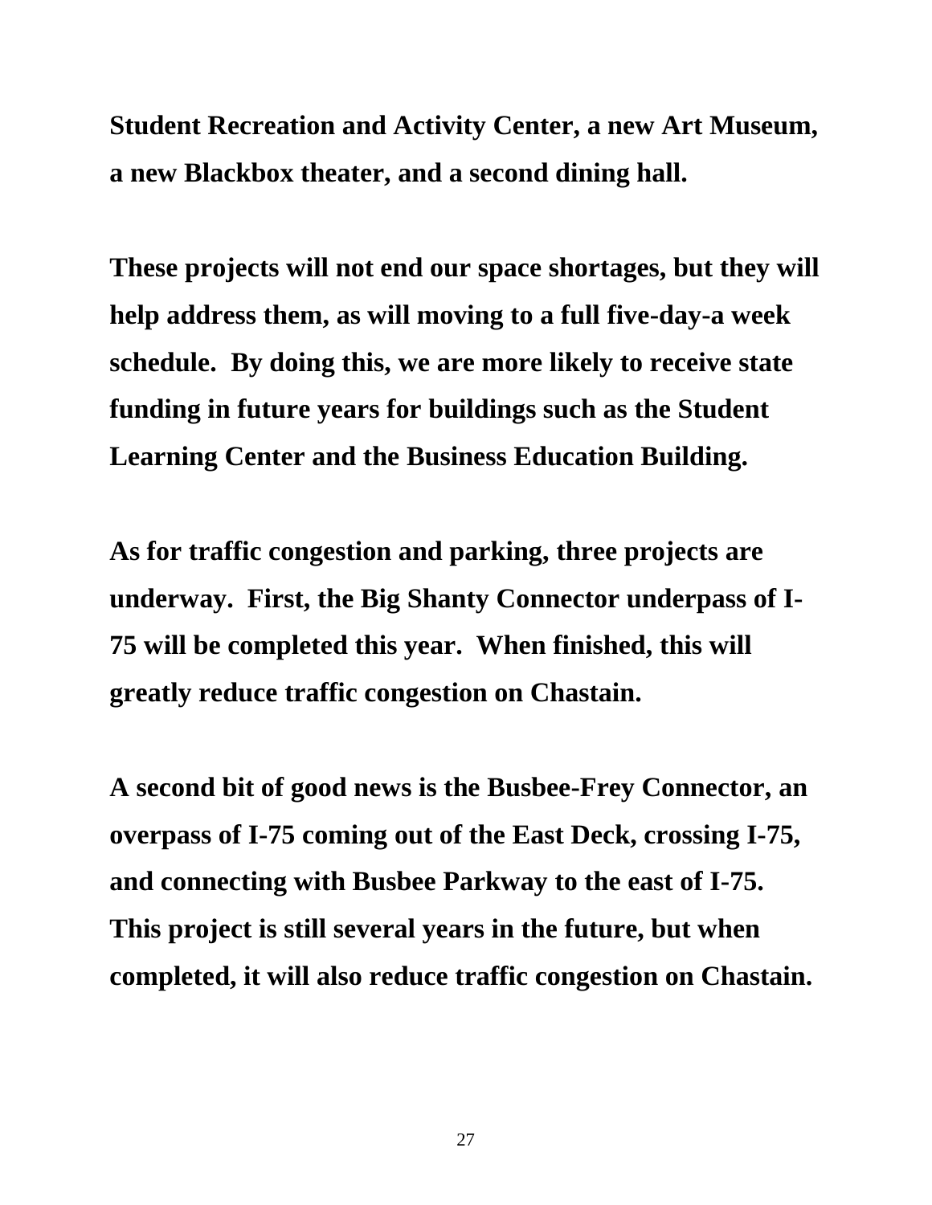**Student Recreation and Activity Center, a new Art Museum, a new Blackbox theater, and a second dining hall.**

**These projects will not end our space shortages, but they will help address them, as will moving to a full five-day-a week schedule. By doing this, we are more likely to receive state funding in future years for buildings such as the Student Learning Center and the Business Education Building.**

**As for traffic congestion and parking, three projects are underway. First, the Big Shanty Connector underpass of I-75 will be completed this year. When finished, this will greatly reduce traffic congestion on Chastain.**

**A second bit of good news is the Busbee-Frey Connector, an overpass of I-75 coming out of the East Deck, crossing I-75, and connecting with Busbee Parkway to the east of I-75. This project is still several years in the future, but when completed, it will also reduce traffic congestion on Chastain.**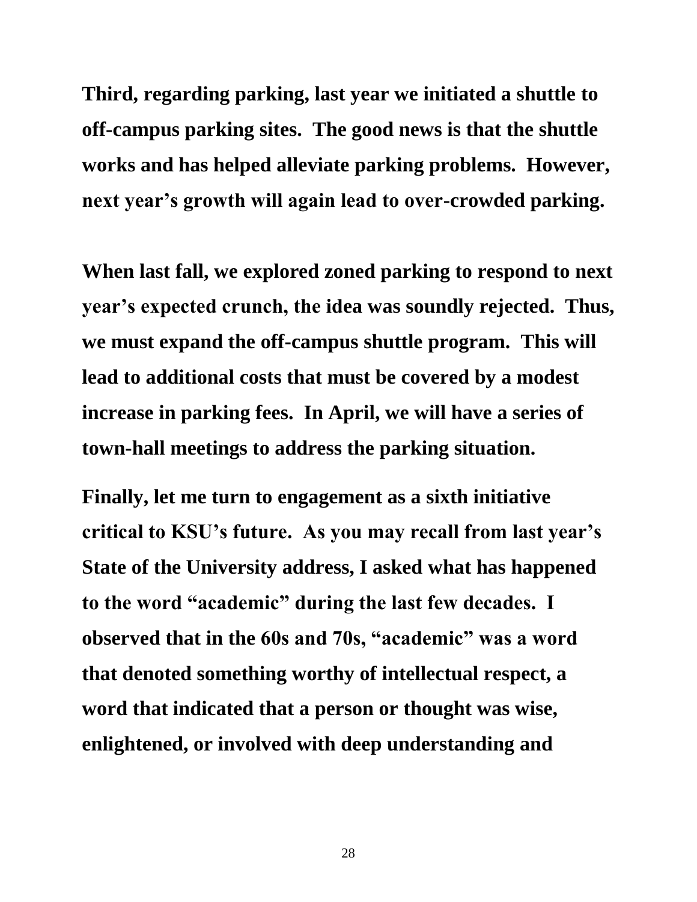**Third, regarding parking, last year we initiated a shuttle to off-campus parking sites. The good news is that the shuttle works and has helped alleviate parking problems. However, next year's growth will again lead to over-crowded parking.**

**When last fall, we explored zoned parking to respond to next year's expected crunch, the idea was soundly rejected. Thus, we must expand the off-campus shuttle program. This will lead to additional costs that must be covered by a modest increase in parking fees. In April, we will have a series of town-hall meetings to address the parking situation.**

**Finally, let me turn to engagement as a sixth initiative critical to KSU's future. As you may recall from last year's State of the University address, I asked what has happened to the word "academic" during the last few decades. I observed that in the 60s and 70s, "academic" was a word that denoted something worthy of intellectual respect, a word that indicated that a person or thought was wise, enlightened, or involved with deep understanding and**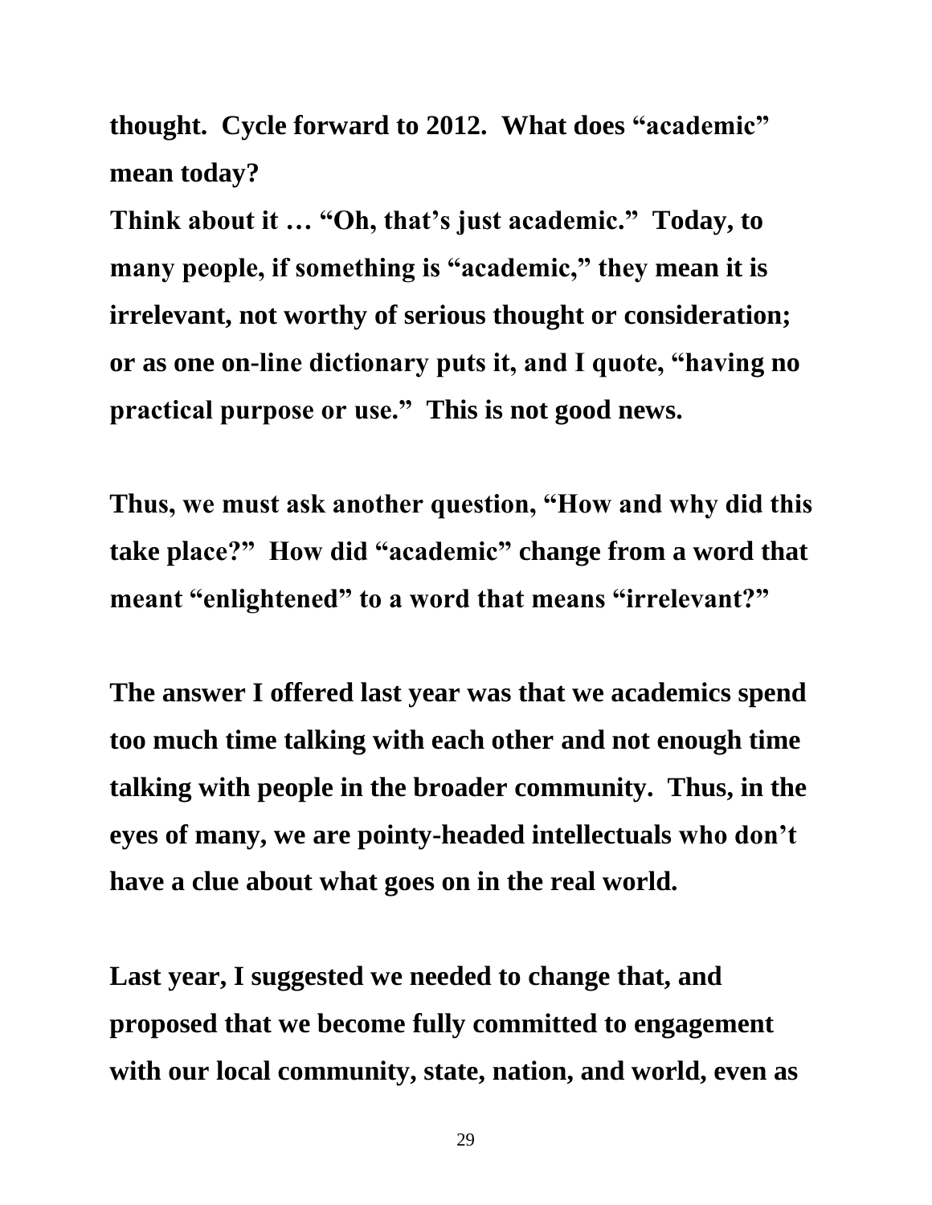**thought. Cycle forward to 2012. What does "academic" mean today?**

**Think about it … "Oh, that's just academic." Today, to many people, if something is "academic," they mean it is irrelevant, not worthy of serious thought or consideration; or as one on-line dictionary puts it, and I quote, "having no practical purpose or use." This is not good news.**

**Thus, we must ask another question, "How and why did this take place?" How did "academic" change from a word that meant "enlightened" to a word that means "irrelevant?"**

**The answer I offered last year was that we academics spend too much time talking with each other and not enough time talking with people in the broader community. Thus, in the eyes of many, we are pointy-headed intellectuals who don't have a clue about what goes on in the real world.**

**Last year, I suggested we needed to change that, and proposed that we become fully committed to engagement with our local community, state, nation, and world, even as**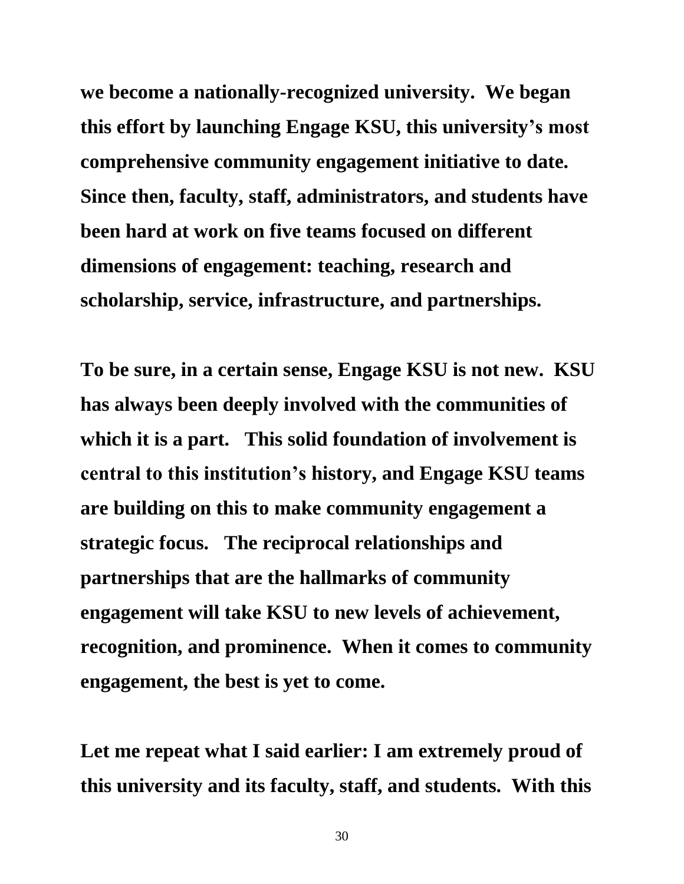**we become a nationally-recognized university. We began this effort by launching Engage KSU, this university's most comprehensive community engagement initiative to date. Since then, faculty, staff, administrators, and students have been hard at work on five teams focused on different dimensions of engagement: teaching, research and scholarship, service, infrastructure, and partnerships.**

**To be sure, in a certain sense, Engage KSU is not new. KSU has always been deeply involved with the communities of which it is a part. This solid foundation of involvement is central to this institution's history, and Engage KSU teams are building on this to make community engagement a strategic focus. The reciprocal relationships and partnerships that are the hallmarks of community engagement will take KSU to new levels of achievement, recognition, and prominence. When it comes to community engagement, the best is yet to come.**

**Let me repeat what I said earlier: I am extremely proud of this university and its faculty, staff, and students. With this**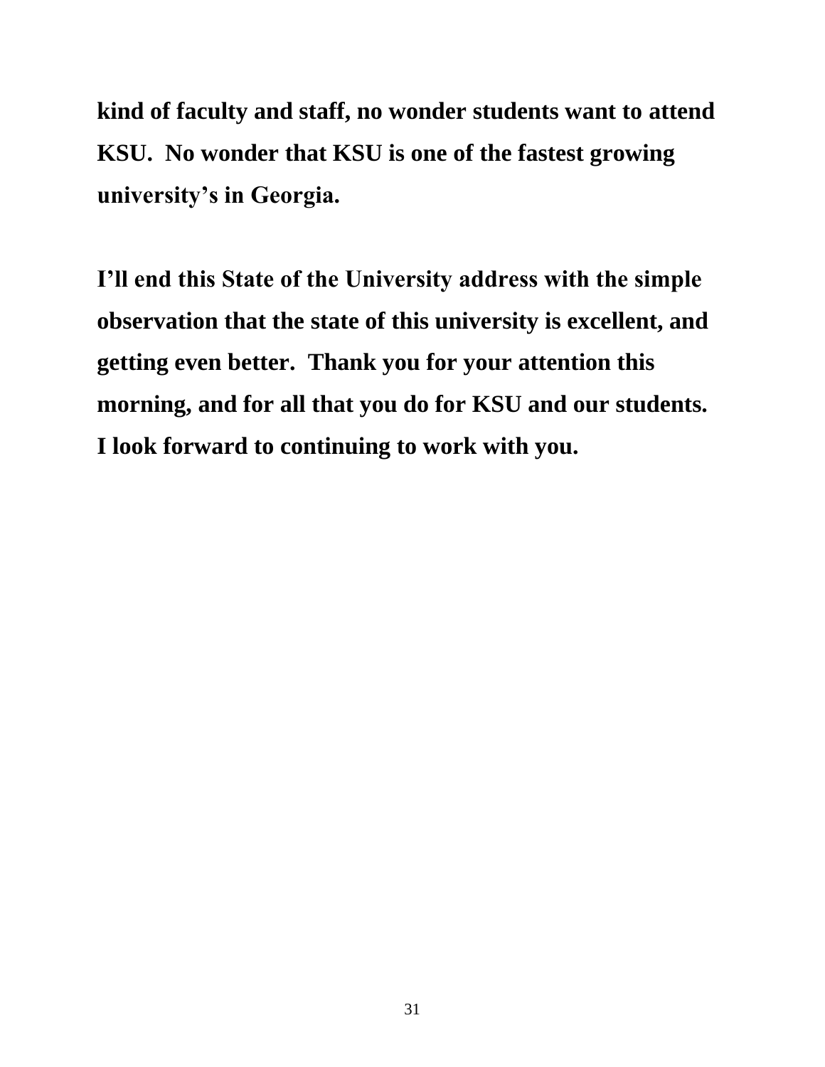**kind of faculty and staff, no wonder students want to attend KSU. No wonder that KSU is one of the fastest growing university's in Georgia.**

**I'll end this State of the University address with the simple observation that the state of this university is excellent, and getting even better. Thank you for your attention this morning, and for all that you do for KSU and our students. I look forward to continuing to work with you.**